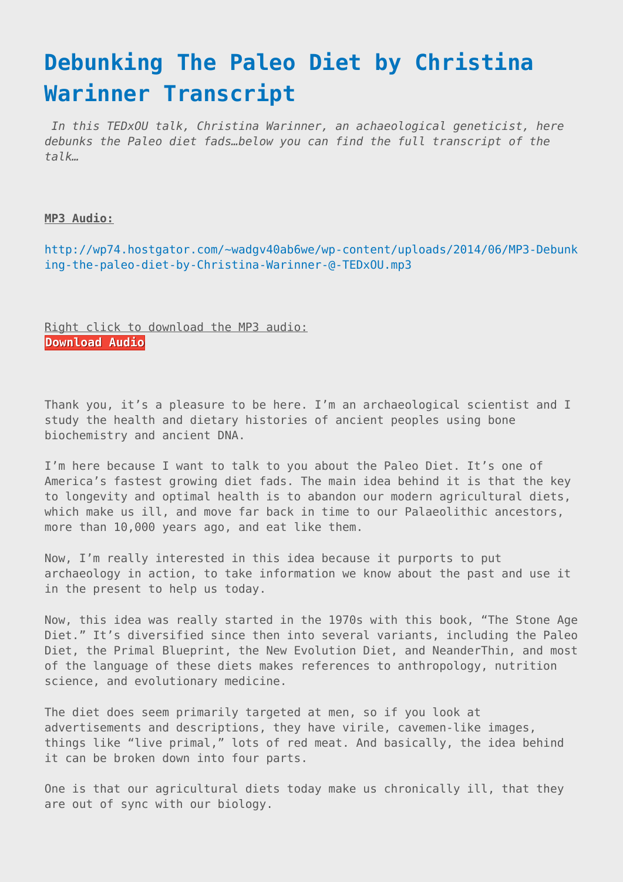# Debunking The Paleo Diet by Christina Warinner Transcript

*In this TEDxOU talk, Christina Warinner, an achaeological geneticist, here debunks the Paleo diet fads…below you can find the full transcript of the talk…*

**MP3 Audio:**

http://wp74.hostgator.com/~wadgv40ab6we/wp-content/uploads/2014/06/MP3-Debunking-the-paleo-diet-by-Christina-Warinner-@-TEDxOU.mp3

Right click to download the MP3 audio:
**Download Audio**

Thank you, it's a pleasure to be here. I'm an archaeological scientist and I study the health and dietary histories of ancient peoples using bone biochemistry and ancient DNA.

I'm here because I want to talk to you about the Paleo Diet. It's one of America's fastest growing diet fads. The main idea behind it is that the key to longevity and optimal health is to abandon our modern agricultural diets, which make us ill, and move far back in time to our Palaeolithic ancestors, more than 10,000 years ago, and eat like them.

Now, I'm really interested in this idea because it purports to put archaeology in action, to take information we know about the past and use it in the present to help us today.

Now, this idea was really started in the 1970s with this book, "The Stone Age Diet." It's diversified since then into several variants, including the Paleo Diet, the Primal Blueprint, the New Evolution Diet, and NeanderThin, and most of the language of these diets makes references to anthropology, nutrition science, and evolutionary medicine.

The diet does seem primarily targeted at men, so if you look at advertisements and descriptions, they have virile, cavemen-like images, things like "live primal," lots of red meat. And basically, the idea behind it can be broken down into four parts.

One is that our agricultural diets today make us chronically ill, that they are out of sync with our biology.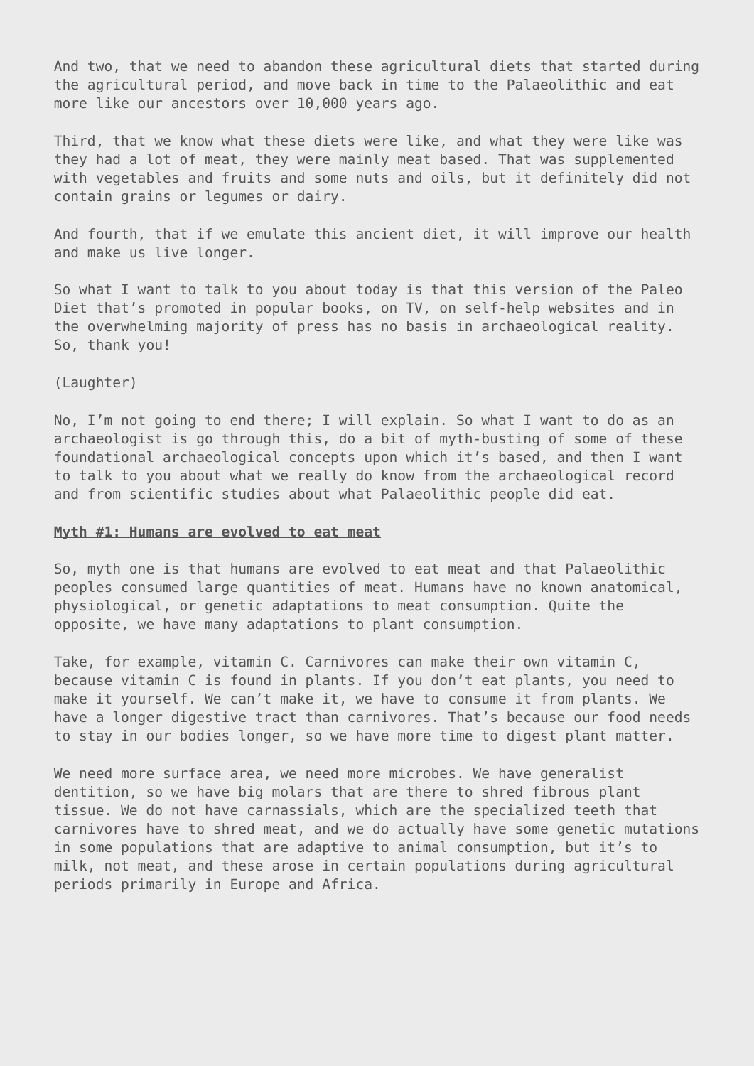And two, that we need to abandon these agricultural diets that started during the agricultural period, and move back in time to the Palaeolithic and eat more like our ancestors over 10,000 years ago.

Third, that we know what these diets were like, and what they were like was they had a lot of meat, they were mainly meat based. That was supplemented with vegetables and fruits and some nuts and oils, but it definitely did not contain grains or legumes or dairy.

And fourth, that if we emulate this ancient diet, it will improve our health and make us live longer.

So what I want to talk to you about today is that this version of the Paleo Diet that's promoted in popular books, on TV, on self-help websites and in the overwhelming majority of press has no basis in archaeological reality. So, thank you!

(Laughter)

No, I'm not going to end there; I will explain. So what I want to do as an archaeologist is go through this, do a bit of myth-busting of some of these foundational archaeological concepts upon which it's based, and then I want to talk to you about what we really do know from the archaeological record and from scientific studies about what Palaeolithic people did eat.

**Myth #1: Humans are evolved to eat meat**

So, myth one is that humans are evolved to eat meat and that Palaeolithic peoples consumed large quantities of meat. Humans have no known anatomical, physiological, or genetic adaptations to meat consumption. Quite the opposite, we have many adaptations to plant consumption.

Take, for example, vitamin C. Carnivores can make their own vitamin C, because vitamin C is found in plants. If you don't eat plants, you need to make it yourself. We can't make it, we have to consume it from plants. We have a longer digestive tract than carnivores. That's because our food needs to stay in our bodies longer, so we have more time to digest plant matter.

We need more surface area, we need more microbes. We have generalist dentition, so we have big molars that are there to shred fibrous plant tissue. We do not have carnassials, which are the specialized teeth that carnivores have to shred meat, and we do actually have some genetic mutations in some populations that are adaptive to animal consumption, but it's to milk, not meat, and these arose in certain populations during agricultural periods primarily in Europe and Africa.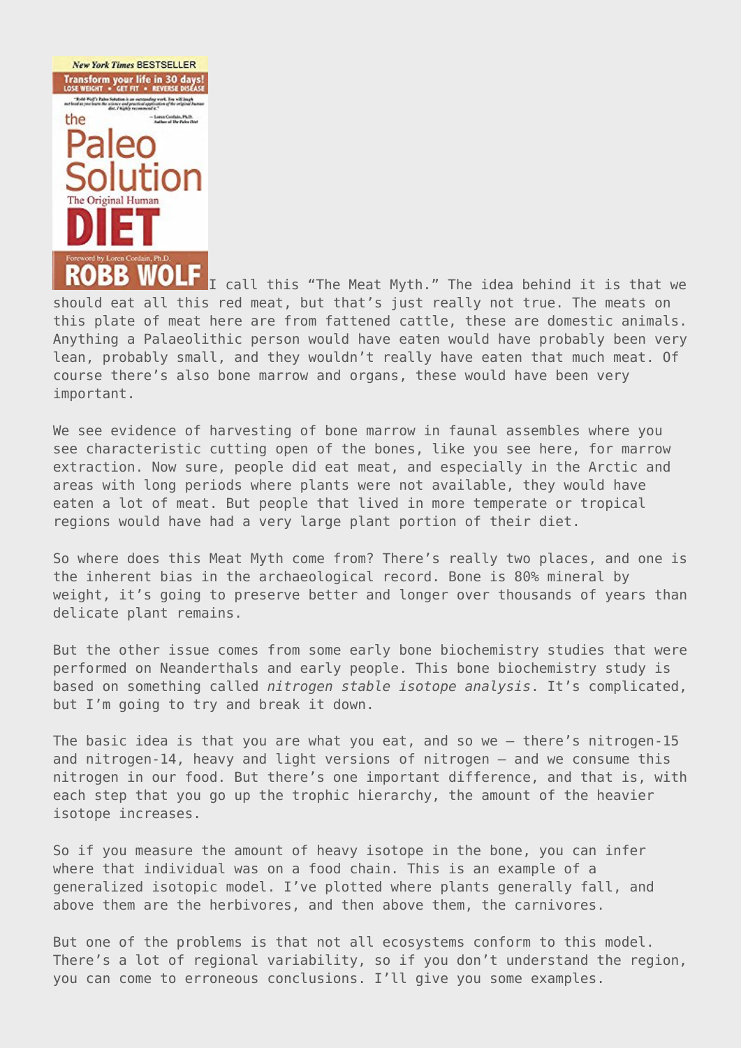I call this "The Meat Myth." The idea behind it is that we should eat all this red meat, but that's just really not true. The meats on this plate of meat here are from fattened cattle, these are domestic animals. Anything a Palaeolithic person would have eaten would have probably been very lean, probably small, and they wouldn't really have eaten that much meat. Of course there's also bone marrow and organs, these would have been very important.

We see evidence of harvesting of bone marrow in faunal assembles where you see characteristic cutting open of the bones, like you see here, for marrow extraction. Now sure, people did eat meat, and especially in the Arctic and areas with long periods where plants were not available, they would have eaten a lot of meat. But people that lived in more temperate or tropical regions would have had a very large plant portion of their diet.

So where does this Meat Myth come from? There's really two places, and one is the inherent bias in the archaeological record. Bone is 80% mineral by weight, it's going to preserve better and longer over thousands of years than delicate plant remains.

But the other issue comes from some early bone biochemistry studies that were performed on Neanderthals and early people. This bone biochemistry study is based on something called *nitrogen stable isotope analysis*. It's complicated, but I'm going to try and break it down.

The basic idea is that you are what you eat, and so we – there's nitrogen-15 and nitrogen-14, heavy and light versions of nitrogen – and we consume this nitrogen in our food. But there's one important difference, and that is, with each step that you go up the trophic hierarchy, the amount of the heavier isotope increases.

So if you measure the amount of heavy isotope in the bone, you can infer where that individual was on a food chain. This is an example of a generalized isotopic model. I've plotted where plants generally fall, and above them are the herbivores, and then above them, the carnivores.

But one of the problems is that not all ecosystems conform to this model. There's a lot of regional variability, so if you don't understand the region, you can come to erroneous conclusions. I'll give you some examples.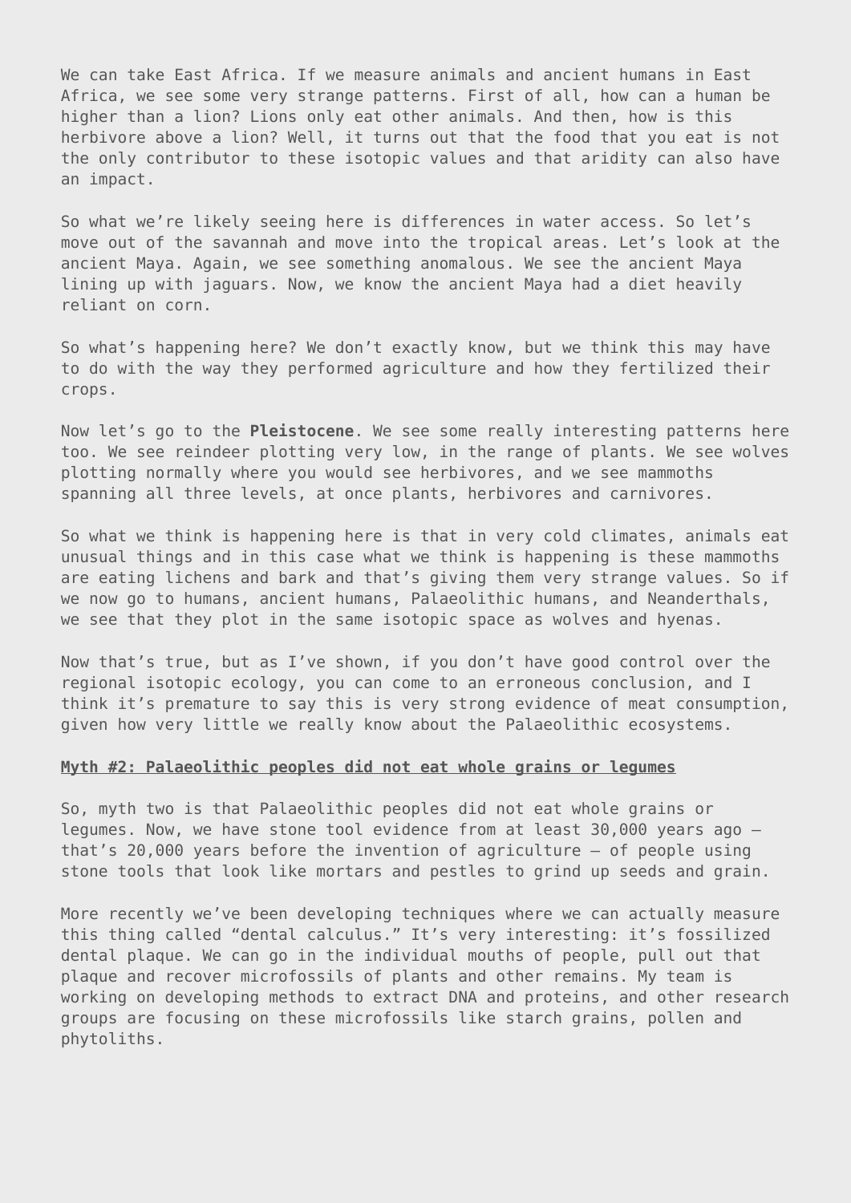We can take East Africa. If we measure animals and ancient humans in East Africa, we see some very strange patterns. First of all, how can a human be higher than a lion? Lions only eat other animals. And then, how is this herbivore above a lion? Well, it turns out that the food that you eat is not the only contributor to these isotopic values and that aridity can also have an impact.

So what we're likely seeing here is differences in water access. So let's move out of the savannah and move into the tropical areas. Let's look at the ancient Maya. Again, we see something anomalous. We see the ancient Maya lining up with jaguars. Now, we know the ancient Maya had a diet heavily reliant on corn.

So what's happening here? We don't exactly know, but we think this may have to do with the way they performed agriculture and how they fertilized their crops.

Now let's go to the **Pleistocene**. We see some really interesting patterns here too. We see reindeer plotting very low, in the range of plants. We see wolves plotting normally where you would see herbivores, and we see mammoths spanning all three levels, at once plants, herbivores and carnivores.

So what we think is happening here is that in very cold climates, animals eat unusual things and in this case what we think is happening is these mammoths are eating lichens and bark and that's giving them very strange values. So if we now go to humans, ancient humans, Palaeolithic humans, and Neanderthals, we see that they plot in the same isotopic space as wolves and hyenas.

Now that's true, but as I've shown, if you don't have good control over the regional isotopic ecology, you can come to an erroneous conclusion, and I think it's premature to say this is very strong evidence of meat consumption, given how very little we really know about the Palaeolithic ecosystems.

#### Myth #2: Palaeolithic peoples did not eat whole grains or legumes

So, myth two is that Palaeolithic peoples did not eat whole grains or legumes. Now, we have stone tool evidence from at least 30,000 years ago – that's 20,000 years before the invention of agriculture – of people using stone tools that look like mortars and pestles to grind up seeds and grain.

More recently we've been developing techniques where we can actually measure this thing called "dental calculus." It's very interesting: it's fossilized dental plaque. We can go in the individual mouths of people, pull out that plaque and recover microfossils of plants and other remains. My team is working on developing methods to extract DNA and proteins, and other research groups are focusing on these microfossils like starch grains, pollen and phytoliths.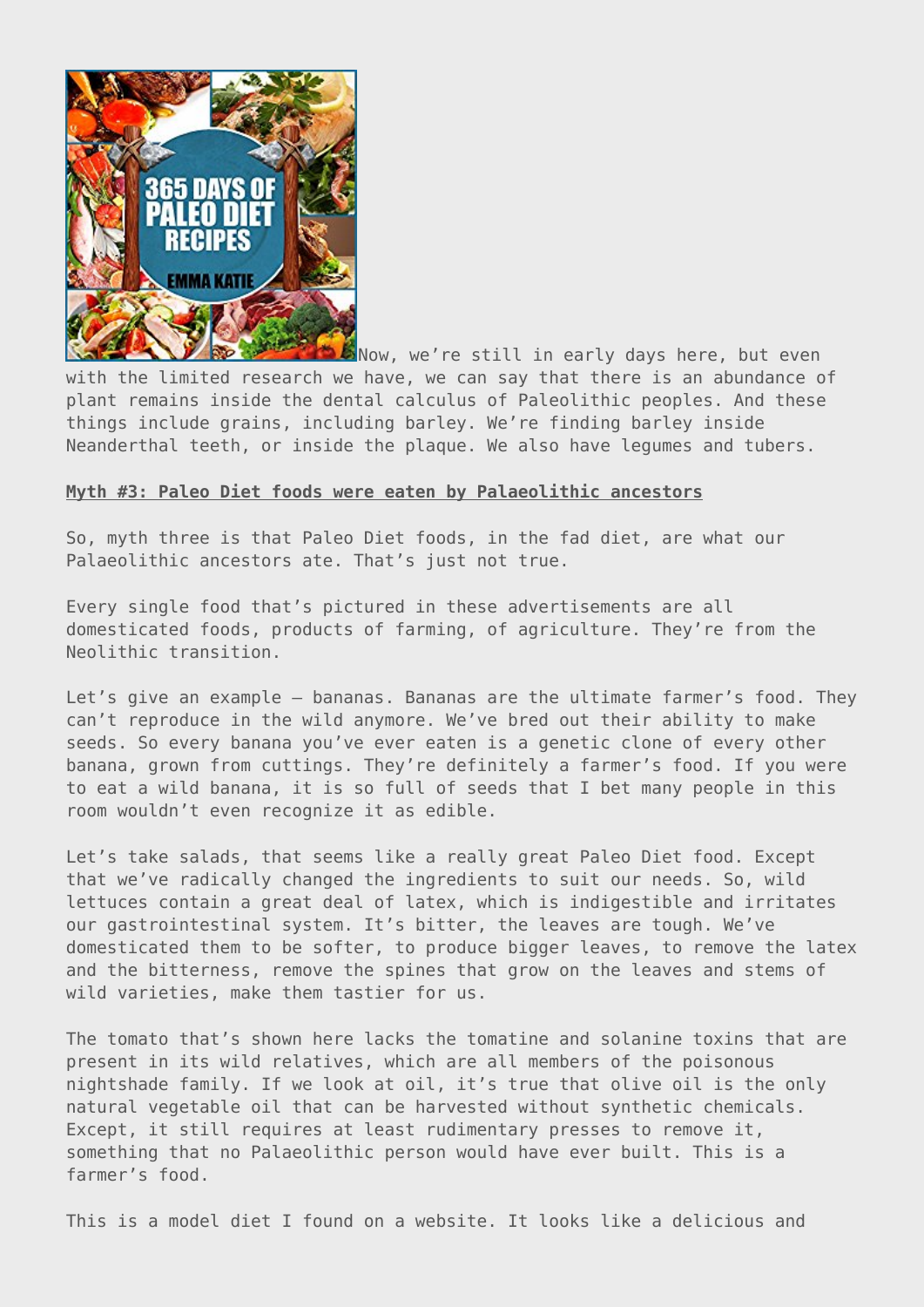Now, we're still in early days here, but even with the limited research we have, we can say that there is an abundance of plant remains inside the dental calculus of Paleolithic peoples. And these things include grains, including barley. We're finding barley inside Neanderthal teeth, or inside the plaque. We also have legumes and tubers.

**Myth #3: Paleo Diet foods were eaten by Palaeolithic ancestors**

So, myth three is that Paleo Diet foods, in the fad diet, are what our Palaeolithic ancestors ate. That's just not true.

Every single food that's pictured in these advertisements are all domesticated foods, products of farming, of agriculture. They're from the Neolithic transition.

Let's give an example – bananas. Bananas are the ultimate farmer's food. They can't reproduce in the wild anymore. We've bred out their ability to make seeds. So every banana you've ever eaten is a genetic clone of every other banana, grown from cuttings. They're definitely a farmer's food. If you were to eat a wild banana, it is so full of seeds that I bet many people in this room wouldn't even recognize it as edible.

Let's take salads, that seems like a really great Paleo Diet food. Except that we've radically changed the ingredients to suit our needs. So, wild lettuces contain a great deal of latex, which is indigestible and irritates our gastrointestinal system. It's bitter, the leaves are tough. We've domesticated them to be softer, to produce bigger leaves, to remove the latex and the bitterness, remove the spines that grow on the leaves and stems of wild varieties, make them tastier for us.

The tomato that's shown here lacks the tomatine and solanine toxins that are present in its wild relatives, which are all members of the poisonous nightshade family. If we look at oil, it's true that olive oil is the only natural vegetable oil that can be harvested without synthetic chemicals. Except, it still requires at least rudimentary presses to remove it, something that no Palaeolithic person would have ever built. This is a farmer's food.

This is a model diet I found on a website. It looks like a delicious and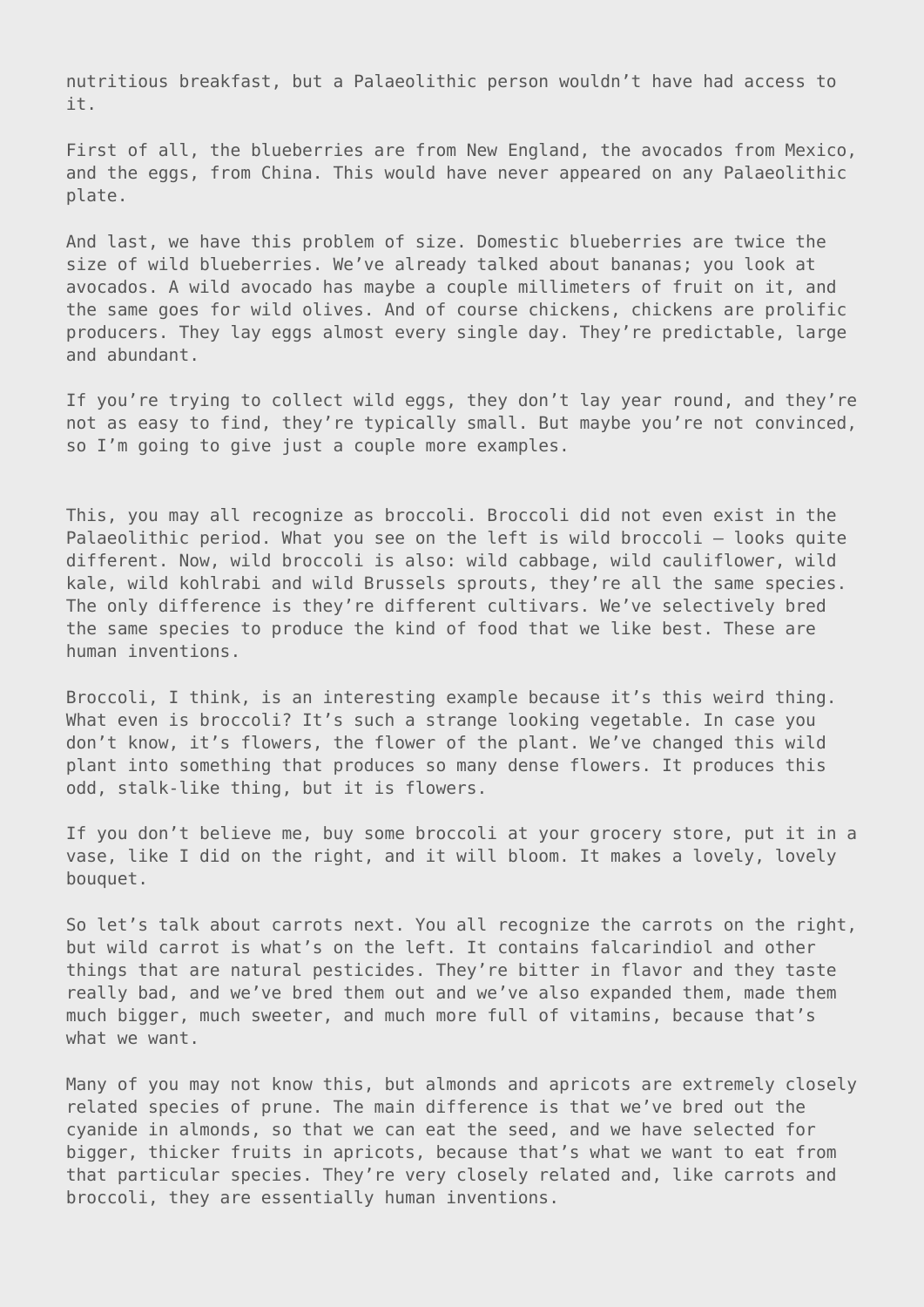nutritious breakfast, but a Palaeolithic person wouldn't have had access to it.

First of all, the blueberries are from New England, the avocados from Mexico, and the eggs, from China. This would have never appeared on any Palaeolithic plate.

And last, we have this problem of size. Domestic blueberries are twice the size of wild blueberries. We've already talked about bananas; you look at avocados. A wild avocado has maybe a couple millimeters of fruit on it, and the same goes for wild olives. And of course chickens, chickens are prolific producers. They lay eggs almost every single day. They're predictable, large and abundant.

If you're trying to collect wild eggs, they don't lay year round, and they're not as easy to find, they're typically small. But maybe you're not convinced, so I'm going to give just a couple more examples.

This, you may all recognize as broccoli. Broccoli did not even exist in the Palaeolithic period. What you see on the left is wild broccoli – looks quite different. Now, wild broccoli is also: wild cabbage, wild cauliflower, wild kale, wild kohlrabi and wild Brussels sprouts, they're all the same species. The only difference is they're different cultivars. We've selectively bred the same species to produce the kind of food that we like best. These are human inventions.

Broccoli, I think, is an interesting example because it's this weird thing. What even is broccoli? It's such a strange looking vegetable. In case you don't know, it's flowers, the flower of the plant. We've changed this wild plant into something that produces so many dense flowers. It produces this odd, stalk-like thing, but it is flowers.

If you don't believe me, buy some broccoli at your grocery store, put it in a vase, like I did on the right, and it will bloom. It makes a lovely, lovely bouquet.

So let's talk about carrots next. You all recognize the carrots on the right, but wild carrot is what's on the left. It contains falcarindiol and other things that are natural pesticides. They're bitter in flavor and they taste really bad, and we've bred them out and we've also expanded them, made them much bigger, much sweeter, and much more full of vitamins, because that's what we want.

Many of you may not know this, but almonds and apricots are extremely closely related species of prune. The main difference is that we've bred out the cyanide in almonds, so that we can eat the seed, and we have selected for bigger, thicker fruits in apricots, because that's what we want to eat from that particular species. They're very closely related and, like carrots and broccoli, they are essentially human inventions.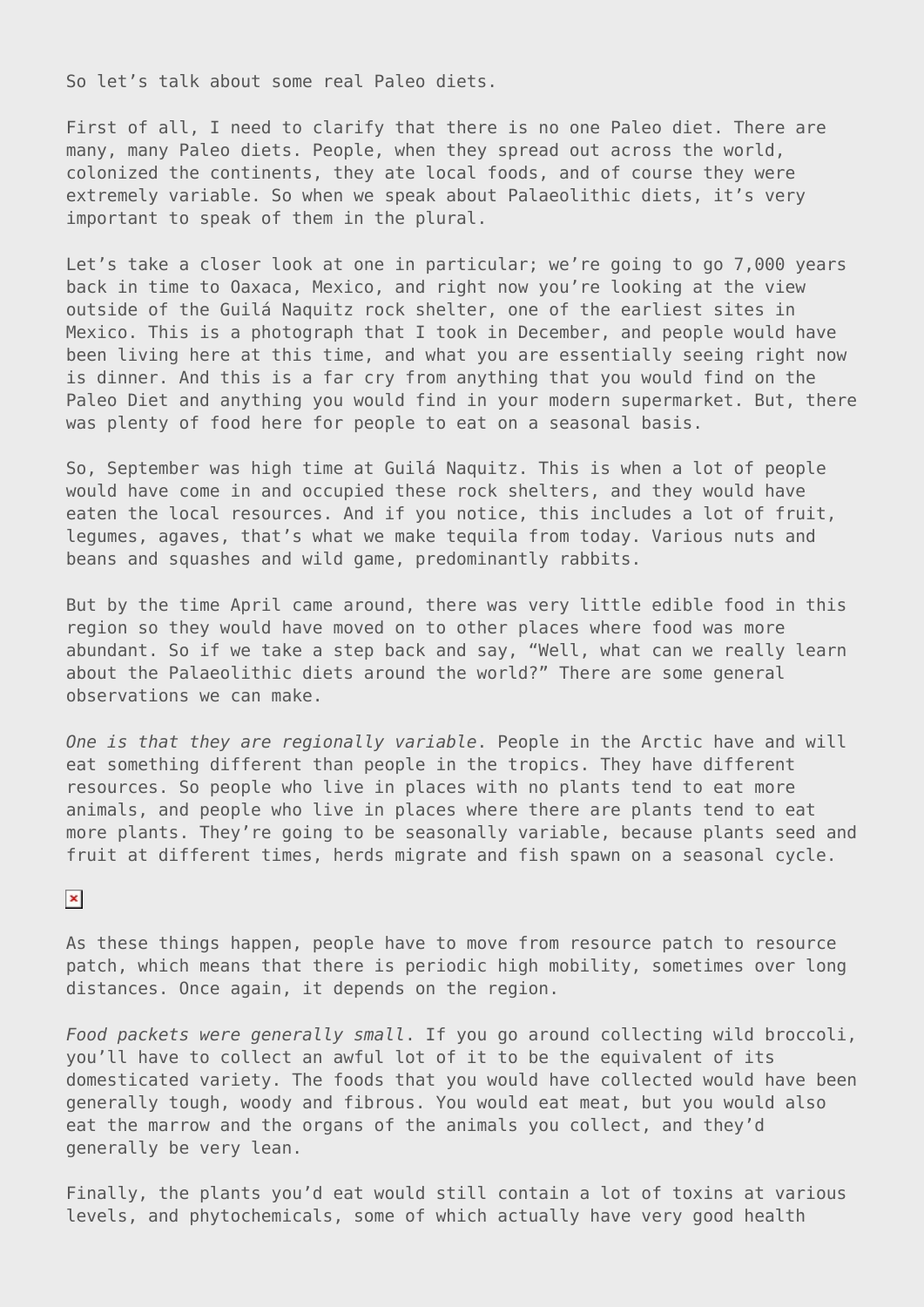So let's talk about some real Paleo diets.

First of all, I need to clarify that there is no one Paleo diet. There are many, many Paleo diets. People, when they spread out across the world, colonized the continents, they ate local foods, and of course they were extremely variable. So when we speak about Palaeolithic diets, it's very important to speak of them in the plural.

Let's take a closer look at one in particular; we're going to go 7,000 years back in time to Oaxaca, Mexico, and right now you're looking at the view outside of the Guilá Naquitz rock shelter, one of the earliest sites in Mexico. This is a photograph that I took in December, and people would have been living here at this time, and what you are essentially seeing right now is dinner. And this is a far cry from anything that you would find on the Paleo Diet and anything you would find in your modern supermarket. But, there was plenty of food here for people to eat on a seasonal basis.

So, September was high time at Guilá Naquitz. This is when a lot of people would have come in and occupied these rock shelters, and they would have eaten the local resources. And if you notice, this includes a lot of fruit, legumes, agaves, that's what we make tequila from today. Various nuts and beans and squashes and wild game, predominantly rabbits.

But by the time April came around, there was very little edible food in this region so they would have moved on to other places where food was more abundant. So if we take a step back and say, "Well, what can we really learn about the Palaeolithic diets around the world?" There are some general observations we can make.

*One is that they are regionally variable*. People in the Arctic have and will eat something different than people in the tropics. They have different resources. So people who live in places with no plants tend to eat more animals, and people who live in places where there are plants tend to eat more plants. They're going to be seasonally variable, because plants seed and fruit at different times, herds migrate and fish spawn on a seasonal cycle.

As these things happen, people have to move from resource patch to resource patch, which means that there is periodic high mobility, sometimes over long distances. Once again, it depends on the region.

*Food packets were generally small*. If you go around collecting wild broccoli, you'll have to collect an awful lot of it to be the equivalent of its domesticated variety. The foods that you would have collected would have been generally tough, woody and fibrous. You would eat meat, but you would also eat the marrow and the organs of the animals you collect, and they'd generally be very lean.

Finally, the plants you'd eat would still contain a lot of toxins at various levels, and phytochemicals, some of which actually have very good health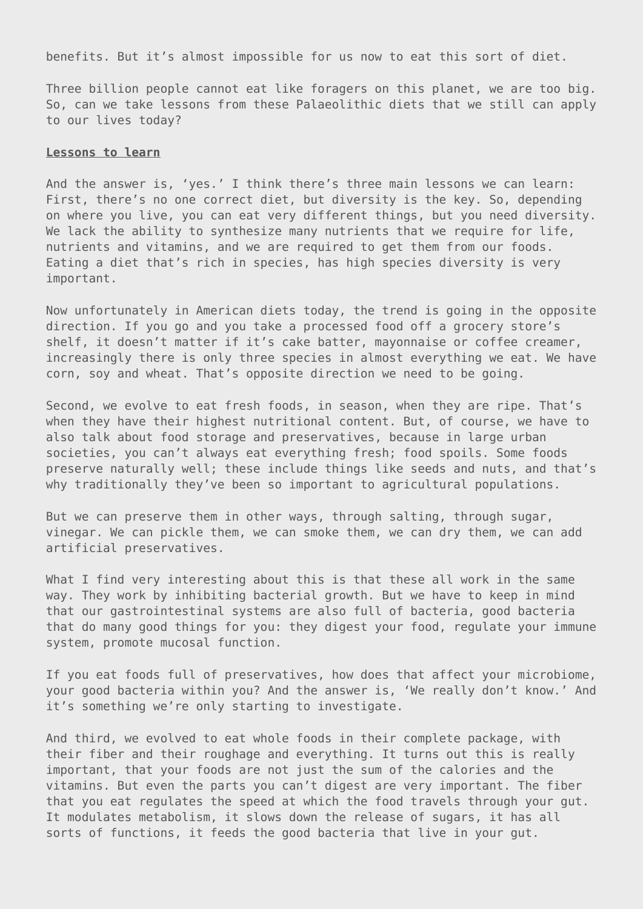benefits. But it's almost impossible for us now to eat this sort of diet.

Three billion people cannot eat like foragers on this planet, we are too big. So, can we take lessons from these Palaeolithic diets that we still can apply to our lives today?

**Lessons to learn**

And the answer is, 'yes.' I think there's three main lessons we can learn: First, there's no one correct diet, but diversity is the key. So, depending on where you live, you can eat very different things, but you need diversity. We lack the ability to synthesize many nutrients that we require for life, nutrients and vitamins, and we are required to get them from our foods. Eating a diet that's rich in species, has high species diversity is very important.

Now unfortunately in American diets today, the trend is going in the opposite direction. If you go and you take a processed food off a grocery store's shelf, it doesn't matter if it's cake batter, mayonnaise or coffee creamer, increasingly there is only three species in almost everything we eat. We have corn, soy and wheat. That's opposite direction we need to be going.

Second, we evolve to eat fresh foods, in season, when they are ripe. That's when they have their highest nutritional content. But, of course, we have to also talk about food storage and preservatives, because in large urban societies, you can't always eat everything fresh; food spoils. Some foods preserve naturally well; these include things like seeds and nuts, and that's why traditionally they've been so important to agricultural populations.

But we can preserve them in other ways, through salting, through sugar, vinegar. We can pickle them, we can smoke them, we can dry them, we can add artificial preservatives.

What I find very interesting about this is that these all work in the same way. They work by inhibiting bacterial growth. But we have to keep in mind that our gastrointestinal systems are also full of bacteria, good bacteria that do many good things for you: they digest your food, regulate your immune system, promote mucosal function.

If you eat foods full of preservatives, how does that affect your microbiome, your good bacteria within you? And the answer is, 'We really don't know.' And it's something we're only starting to investigate.

And third, we evolved to eat whole foods in their complete package, with their fiber and their roughage and everything. It turns out this is really important, that your foods are not just the sum of the calories and the vitamins. But even the parts you can't digest are very important. The fiber that you eat regulates the speed at which the food travels through your gut. It modulates metabolism, it slows down the release of sugars, it has all sorts of functions, it feeds the good bacteria that live in your gut.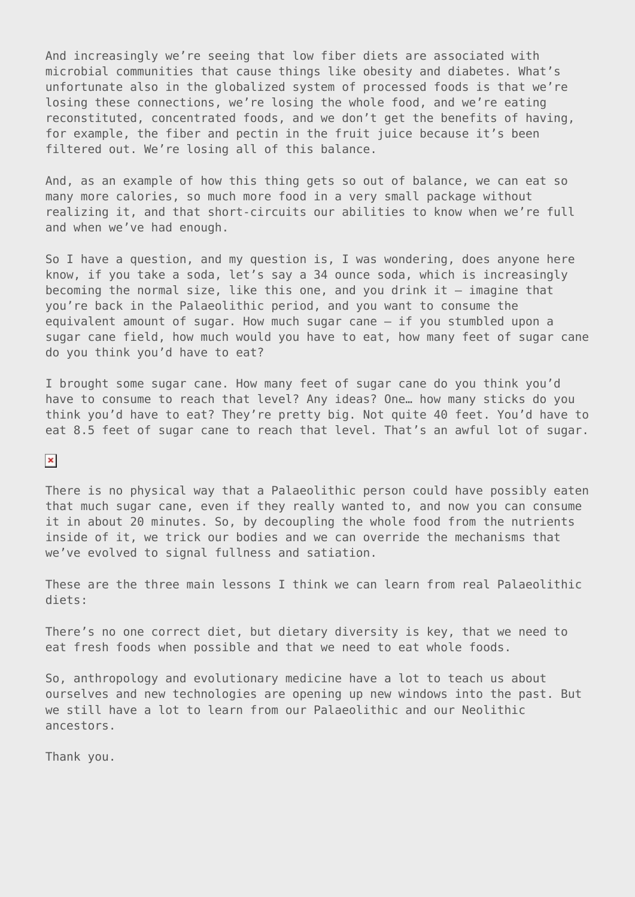And increasingly we're seeing that low fiber diets are associated with microbial communities that cause things like obesity and diabetes. What's unfortunate also in the globalized system of processed foods is that we're losing these connections, we're losing the whole food, and we're eating reconstituted, concentrated foods, and we don't get the benefits of having, for example, the fiber and pectin in the fruit juice because it's been filtered out. We're losing all of this balance.

And, as an example of how this thing gets so out of balance, we can eat so many more calories, so much more food in a very small package without realizing it, and that short-circuits our abilities to know when we're full and when we've had enough.

So I have a question, and my question is, I was wondering, does anyone here know, if you take a soda, let's say a 34 ounce soda, which is increasingly becoming the normal size, like this one, and you drink it – imagine that you're back in the Palaeolithic period, and you want to consume the equivalent amount of sugar. How much sugar cane – if you stumbled upon a sugar cane field, how much would you have to eat, how many feet of sugar cane do you think you'd have to eat?

I brought some sugar cane. How many feet of sugar cane do you think you'd have to consume to reach that level? Any ideas? One… how many sticks do you think you'd have to eat? They're pretty big. Not quite 40 feet. You'd have to eat 8.5 feet of sugar cane to reach that level. That's an awful lot of sugar.

There is no physical way that a Palaeolithic person could have possibly eaten that much sugar cane, even if they really wanted to, and now you can consume it in about 20 minutes. So, by decoupling the whole food from the nutrients inside of it, we trick our bodies and we can override the mechanisms that we've evolved to signal fullness and satiation.

These are the three main lessons I think we can learn from real Palaeolithic diets:

There's no one correct diet, but dietary diversity is key, that we need to eat fresh foods when possible and that we need to eat whole foods.

So, anthropology and evolutionary medicine have a lot to teach us about ourselves and new technologies are opening up new windows into the past. But we still have a lot to learn from our Palaeolithic and our Neolithic ancestors.

Thank you.